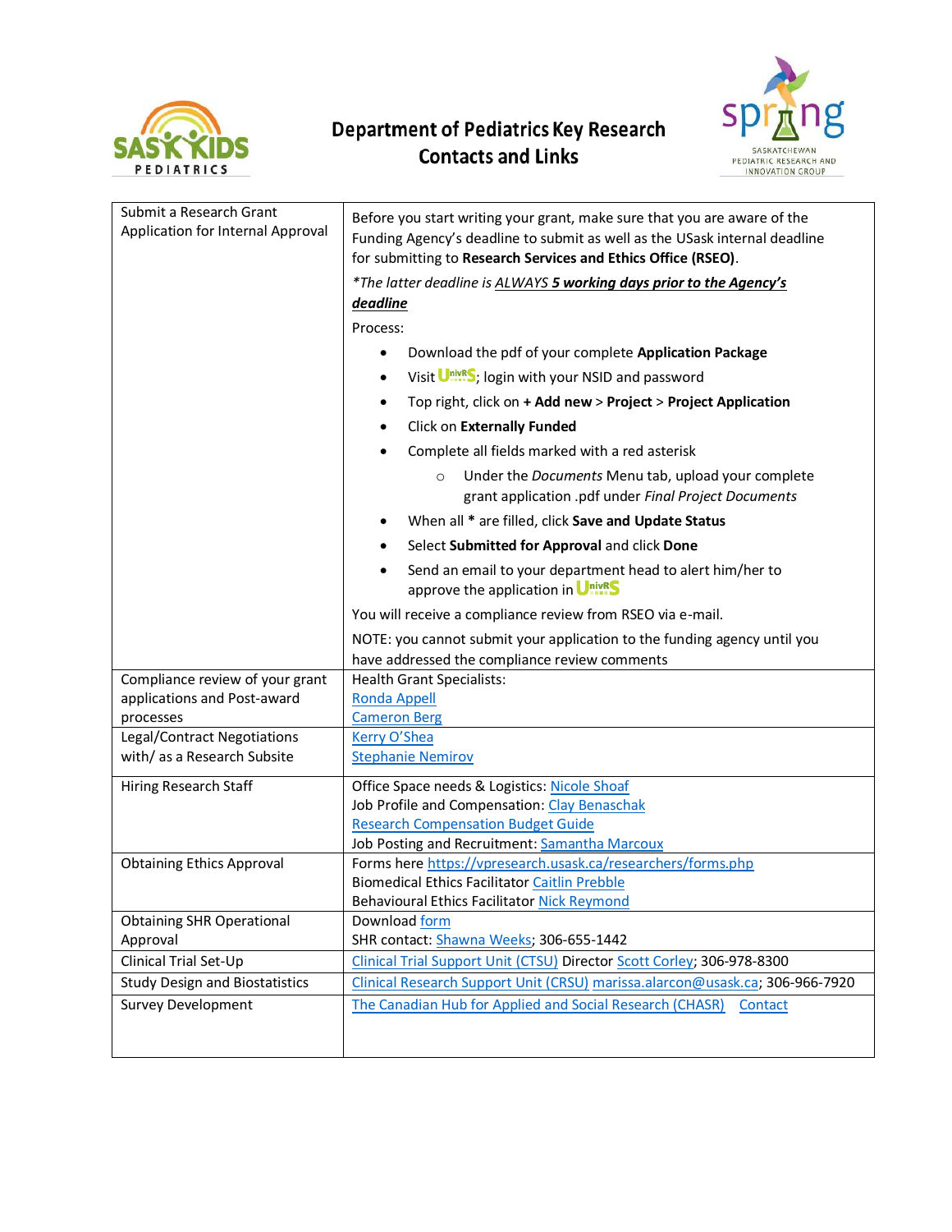# Department of Pediatrics Key Research Contacts and Links

| | |
|---|---|
| Submit a Research Grant Application for Internal Approval | Before you start writing your grant, make sure that you are aware of the Funding Agency's deadline to submit as well as the USask internal deadline for submitting to **Research Services and Ethics Office (RSEO)**.<br>*\*The latter deadline is ALWAYS **5 working days prior to the Agency's deadline***<br>Process:<br>• Download the pdf of your complete **Application Package**<br>• Visit UnivRS; login with your NSID and password<br>• Top right, click on **+ Add new** > **Project** > **Project Application**<br>• Click on **Externally Funded**<br>• Complete all fields marked with a red asterisk<br>&nbsp;&nbsp;&nbsp;&nbsp;○ Under the *Documents* Menu tab, upload your complete grant application .pdf under *Final Project Documents*<br>• When all **\*** are filled, click **Save and Update Status**<br>• Select **Submitted for Approval** and click **Done**<br>• Send an email to your department head to alert him/her to approve the application in UnivRS<br>You will receive a compliance review from RSEO via e-mail.<br>NOTE: you cannot submit your application to the funding agency until you have addressed the compliance review comments |
| Compliance review of your grant applications and Post-award processes | Health Grant Specialists:<br>Ronda Appell<br>Cameron Berg |
| Legal/Contract Negotiations with/ as a Research Subsite | Kerry O'Shea<br>Stephanie Nemirov |
| Hiring Research Staff | Office Space needs & Logistics: Nicole Shoaf<br>Job Profile and Compensation: Clay Benaschak<br>Research Compensation Budget Guide<br>Job Posting and Recruitment: Samantha Marcoux |
| Obtaining Ethics Approval | Forms here https://vpresearch.usask.ca/researchers/forms.php<br>Biomedical Ethics Facilitator Caitlin Prebble<br>Behavioural Ethics Facilitator Nick Reymond |
| Obtaining SHR Operational Approval | Download form<br>SHR contact: Shawna Weeks; 306-655-1442 |
| Clinical Trial Set-Up | Clinical Trial Support Unit (CTSU) Director Scott Corley; 306-978-8300 |
| Study Design and Biostatistics | Clinical Research Support Unit (CRSU) marissa.alarcon@usask.ca; 306-966-7920 |
| Survey Development | The Canadian Hub for Applied and Social Research (CHASR) Contact |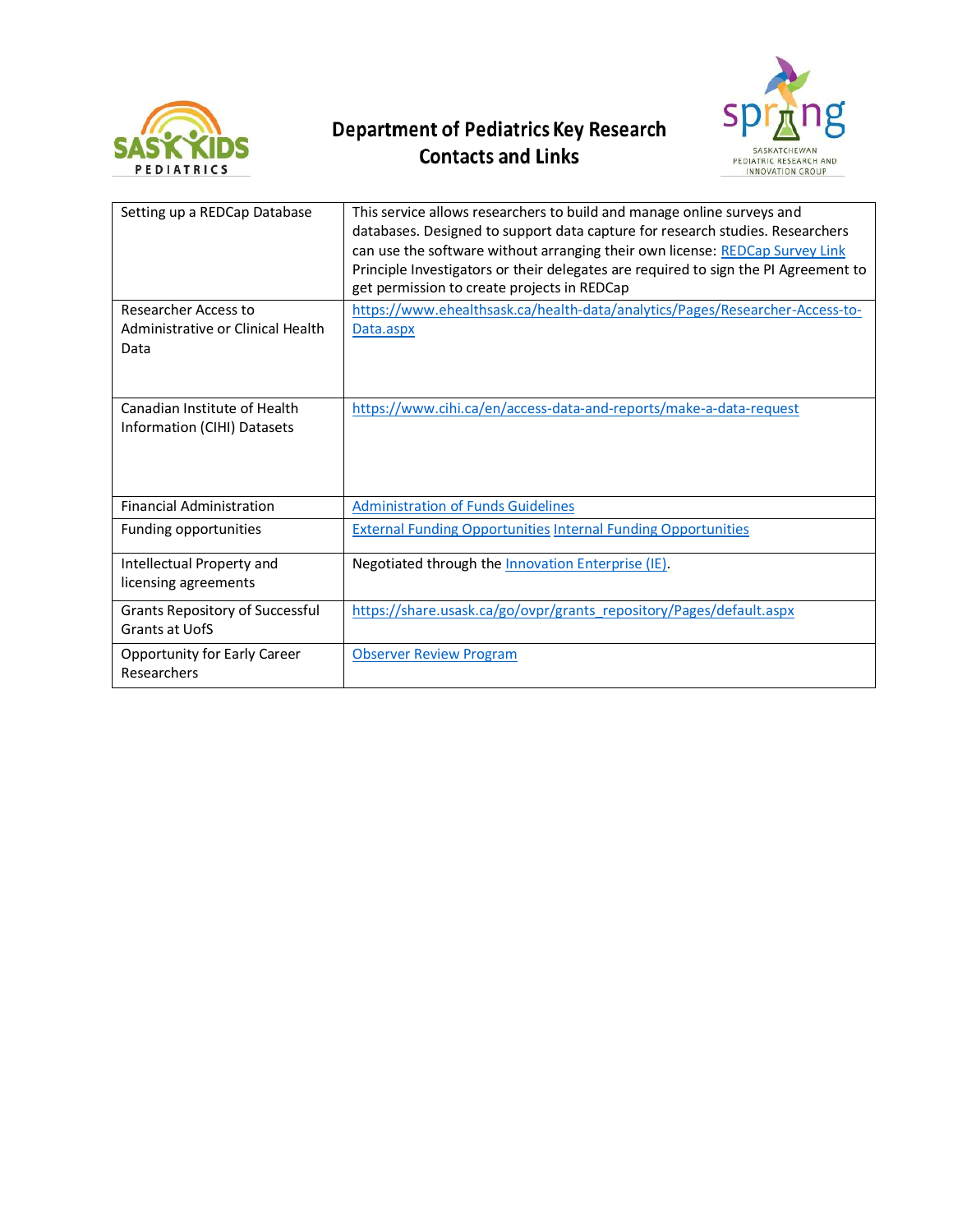# Department of Pediatrics Key Research Contacts and Links

| | |
|---|---|
| Setting up a REDCap Database | This service allows researchers to build and manage online surveys and databases. Designed to support data capture for research studies. Researchers can use the software without arranging their own license: REDCap Survey Link Principle Investigators or their delegates are required to sign the PI Agreement to get permission to create projects in REDCap |
| Researcher Access to Administrative or Clinical Health Data | https://www.ehealthsask.ca/health-data/analytics/Pages/Researcher-Access-to-Data.aspx |
| Canadian Institute of Health Information (CIHI) Datasets | https://www.cihi.ca/en/access-data-and-reports/make-a-data-request |
| Financial Administration | Administration of Funds Guidelines |
| Funding opportunities | External Funding Opportunities Internal Funding Opportunities |
| Intellectual Property and licensing agreements | Negotiated through the Innovation Enterprise (IE). |
| Grants Repository of Successful Grants at UofS | https://share.usask.ca/go/ovpr/grants_repository/Pages/default.aspx |
| Opportunity for Early Career Researchers | Observer Review Program |